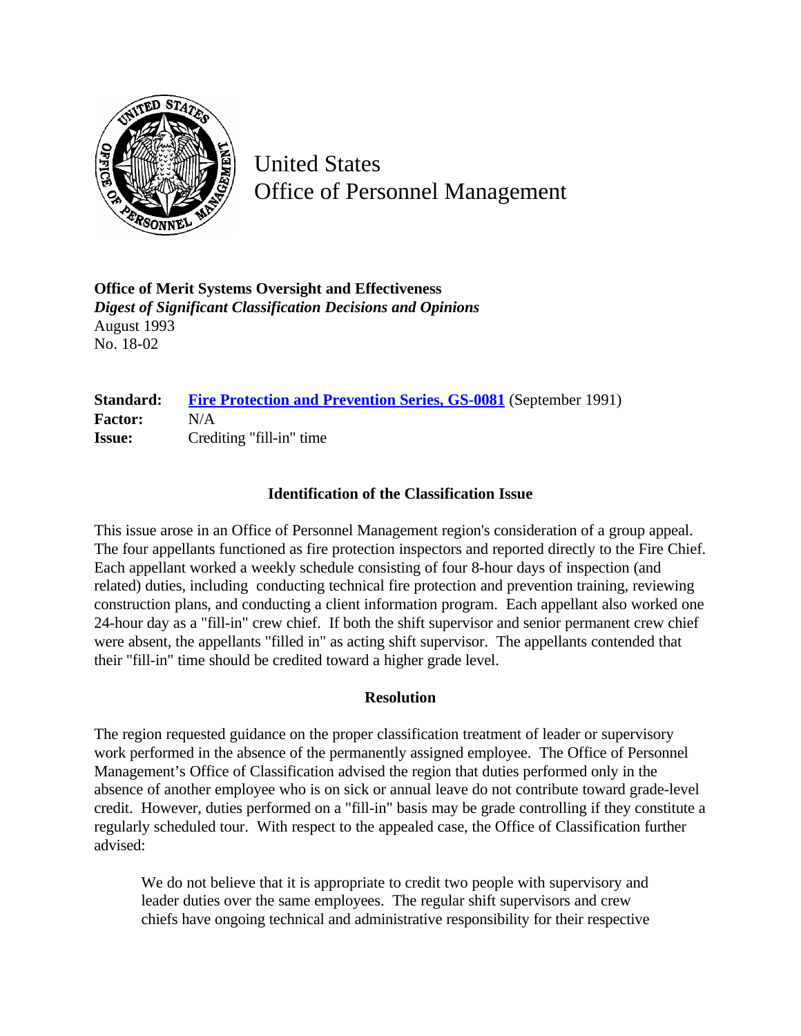United States
Office of Personnel Management

**Office of Merit Systems Oversight and Effectiveness**
***Digest of Significant Classification Decisions and Opinions***
August 1993
No. 18-02

**Standard:** **Fire Protection and Prevention Series, GS-0081** (September 1991)
**Factor:** N/A
**Issue:** Crediting "fill-in" time

### Identification of the Classification Issue

This issue arose in an Office of Personnel Management region's consideration of a group appeal. The four appellants functioned as fire protection inspectors and reported directly to the Fire Chief. Each appellant worked a weekly schedule consisting of four 8-hour days of inspection (and related) duties, including conducting technical fire protection and prevention training, reviewing construction plans, and conducting a client information program. Each appellant also worked one 24-hour day as a "fill-in" crew chief. If both the shift supervisor and senior permanent crew chief were absent, the appellants "filled in" as acting shift supervisor. The appellants contended that their "fill-in" time should be credited toward a higher grade level.

### Resolution

The region requested guidance on the proper classification treatment of leader or supervisory work performed in the absence of the permanently assigned employee. The Office of Personnel Management's Office of Classification advised the region that duties performed only in the absence of another employee who is on sick or annual leave do not contribute toward grade-level credit. However, duties performed on a "fill-in" basis may be grade controlling if they constitute a regularly scheduled tour. With respect to the appealed case, the Office of Classification further advised:

> We do not believe that it is appropriate to credit two people with supervisory and leader duties over the same employees. The regular shift supervisors and crew chiefs have ongoing technical and administrative responsibility for their respective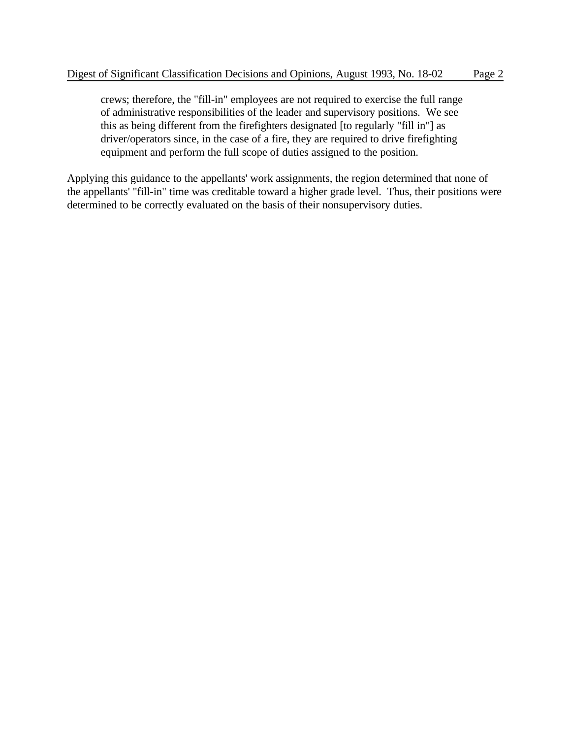> crews; therefore, the "fill-in" employees are not required to exercise the full range of administrative responsibilities of the leader and supervisory positions. We see this as being different from the firefighters designated [to regularly "fill in"] as driver/operators since, in the case of a fire, they are required to drive firefighting equipment and perform the full scope of duties assigned to the position.

Applying this guidance to the appellants' work assignments, the region determined that none of the appellants' "fill-in" time was creditable toward a higher grade level. Thus, their positions were determined to be correctly evaluated on the basis of their nonsupervisory duties.